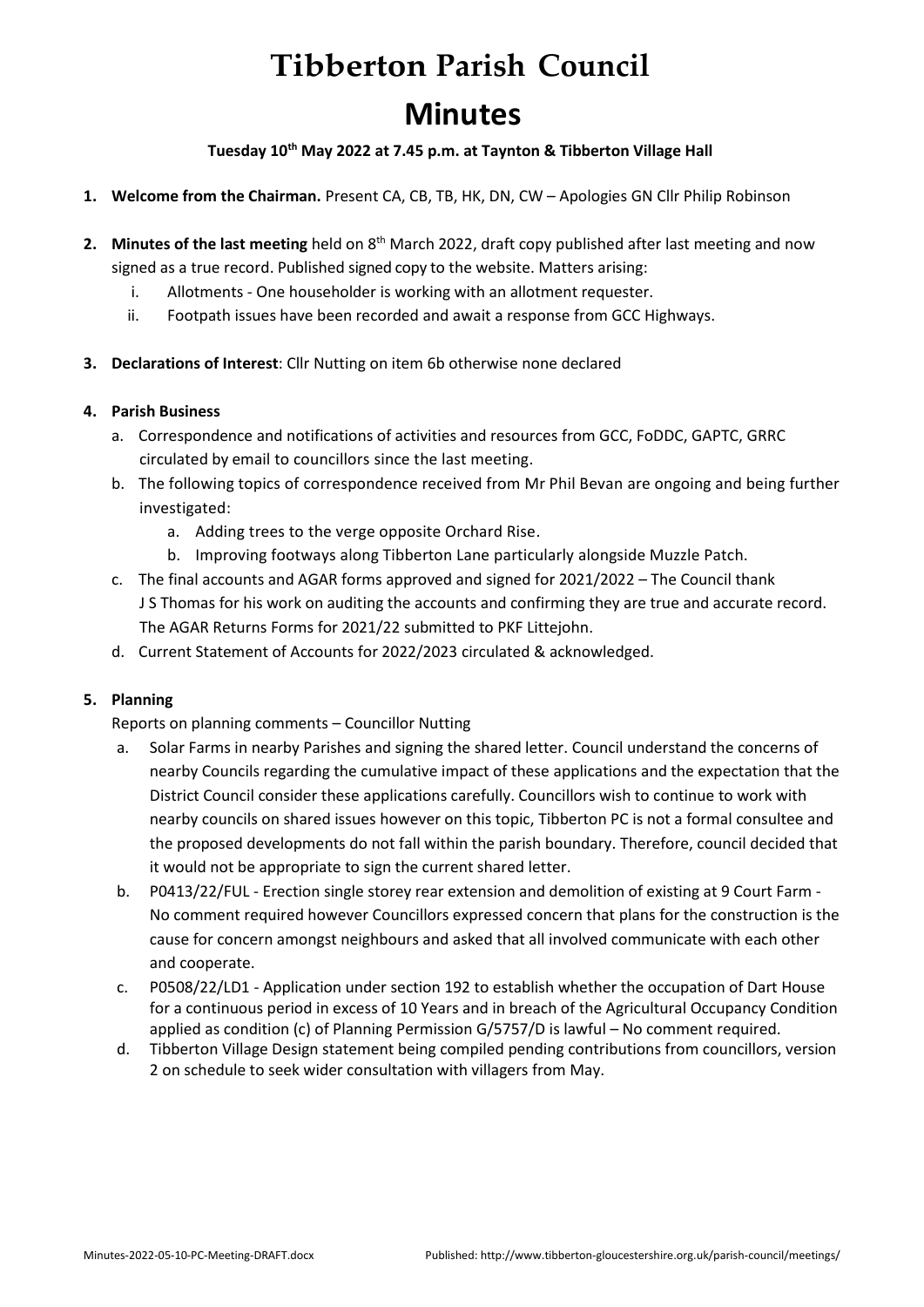# Tibberton Parish Council

# Minutes

**Tuesday 10th May 2022 at 7.45 p.m. at Taynton & Tibberton Village Hall**

1. **Welcome from the Chairman.** Present CA, CB, TB, HK, DN, CW – Apologies GN Cllr Philip Robinson

2. **Minutes of the last meeting** held on 8th March 2022, draft copy published after last meeting and now signed as a true record. Published signed copy to the website. Matters arising:
   i. Allotments - One householder is working with an allotment requester.
   ii. Footpath issues have been recorded and await a response from GCC Highways.

3. **Declarations of Interest**: Cllr Nutting on item 6b otherwise none declared

4. **Parish Business**
   a. Correspondence and notifications of activities and resources from GCC, FoDDC, GAPTC, GRRC circulated by email to councillors since the last meeting.
   b. The following topics of correspondence received from Mr Phil Bevan are ongoing and being further investigated:
      a. Adding trees to the verge opposite Orchard Rise.
      b. Improving footways along Tibberton Lane particularly alongside Muzzle Patch.
   c. The final accounts and AGAR forms approved and signed for 2021/2022 – The Council thank J S Thomas for his work on auditing the accounts and confirming they are true and accurate record. The AGAR Returns Forms for 2021/22 submitted to PKF Littejohn.
   d. Current Statement of Accounts for 2022/2023 circulated & acknowledged.

5. **Planning**

   Reports on planning comments – Councillor Nutting

   a. Solar Farms in nearby Parishes and signing the shared letter. Council understand the concerns of nearby Councils regarding the cumulative impact of these applications and the expectation that the District Council consider these applications carefully. Councillors wish to continue to work with nearby councils on shared issues however on this topic, Tibberton PC is not a formal consultee and the proposed developments do not fall within the parish boundary. Therefore, council decided that it would not be appropriate to sign the current shared letter.
   b. P0413/22/FUL - Erection single storey rear extension and demolition of existing at 9 Court Farm - No comment required however Councillors expressed concern that plans for the construction is the cause for concern amongst neighbours and asked that all involved communicate with each other and cooperate.
   c. P0508/22/LD1 - Application under section 192 to establish whether the occupation of Dart House for a continuous period in excess of 10 Years and in breach of the Agricultural Occupancy Condition applied as condition (c) of Planning Permission G/5757/D is lawful – No comment required.
   d. Tibberton Village Design statement being compiled pending contributions from councillors, version 2 on schedule to seek wider consultation with villagers from May.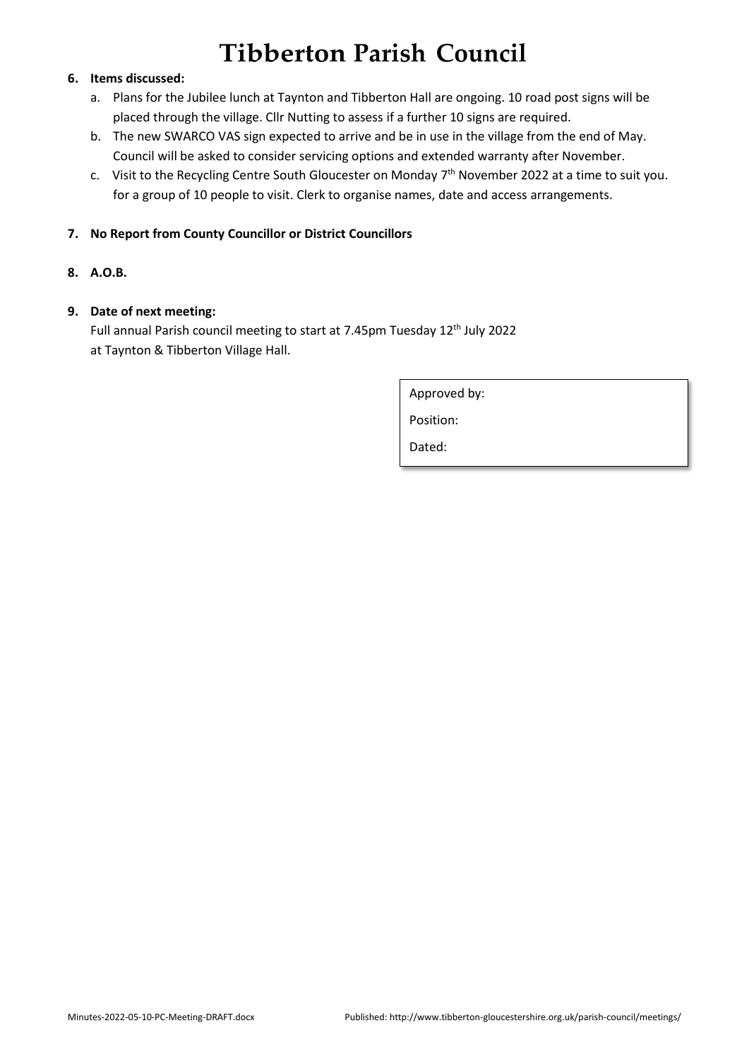# Tibberton Parish Council

**6. Items discussed:**

a. Plans for the Jubilee lunch at Taynton and Tibberton Hall are ongoing. 10 road post signs will be placed through the village. Cllr Nutting to assess if a further 10 signs are required.

b. The new SWARCO VAS sign expected to arrive and be in use in the village from the end of May. Council will be asked to consider servicing options and extended warranty after November.

c. Visit to the Recycling Centre South Gloucester on Monday 7th November 2022 at a time to suit you. for a group of 10 people to visit. Clerk to organise names, date and access arrangements.

**7. No Report from County Councillor or District Councillors**

**8. A.O.B.**

**9. Date of next meeting:**

Full annual Parish council meeting to start at 7.45pm Tuesday 12th July 2022 at Taynton & Tibberton Village Hall.

Approved by:

Position:

Dated:

Minutes-2022-05-10-PC-Meeting-DRAFT.docx

Published: http://www.tibberton-gloucestershire.org.uk/parish-council/meetings/